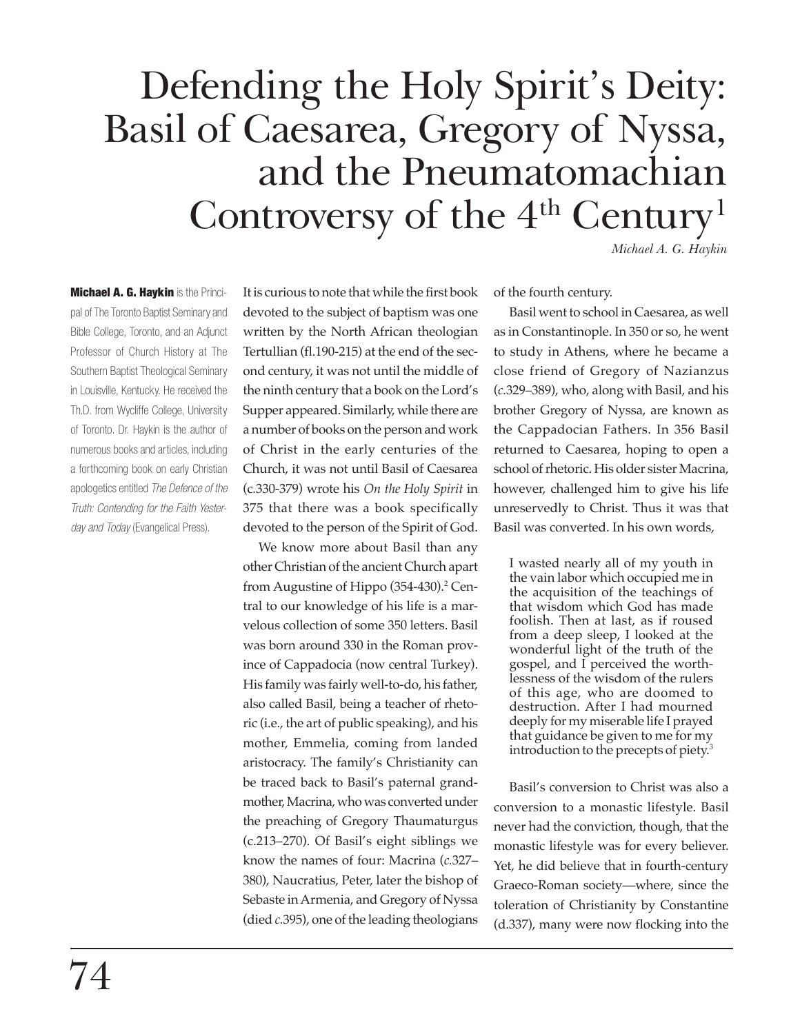# Defending the Holy Spirit's Deity: Basil of Caesarea, Gregory of Nyssa, and the Pneumatomachian Controversy of the 4th Century[1]

*Michael A. G. Haykin*

**Michael A. G. Haykin** is the Principal of The Toronto Baptist Seminary and Bible College, Toronto, and an Adjunct Professor of Church History at The Southern Baptist Theological Seminary in Louisville, Kentucky. He received the Th.D. from Wycliffe College, University of Toronto. Dr. Haykin is the author of numerous books and articles, including a forthcoming book on early Christian apologetics entitled *The Defence of the Truth: Contending for the Faith Yesterday and Today* (Evangelical Press).

It is curious to note that while the first book devoted to the subject of baptism was one written by the North African theologian Tertullian (fl.190-215) at the end of the second century, it was not until the middle of the ninth century that a book on the Lord's Supper appeared. Similarly, while there are a number of books on the person and work of Christ in the early centuries of the Church, it was not until Basil of Caesarea (c.330-379) wrote his *On the Holy Spirit* in 375 that there was a book specifically devoted to the person of the Spirit of God.

We know more about Basil than any other Christian of the ancient Church apart from Augustine of Hippo (354-430).[2] Central to our knowledge of his life is a marvelous collection of some 350 letters. Basil was born around 330 in the Roman province of Cappadocia (now central Turkey). His family was fairly well-to-do, his father, also called Basil, being a teacher of rhetoric (i.e., the art of public speaking), and his mother, Emmelia, coming from landed aristocracy. The family's Christianity can be traced back to Basil's paternal grandmother, Macrina, who was converted under the preaching of Gregory Thaumaturgus (c.213–270). Of Basil's eight siblings we know the names of four: Macrina (*c.*327–380), Naucratius, Peter, later the bishop of Sebaste in Armenia, and Gregory of Nyssa (died *c.*395), one of the leading theologians of the fourth century.

Basil went to school in Caesarea, as well as in Constantinople. In 350 or so, he went to study in Athens, where he became a close friend of Gregory of Nazianzus (*c.*329–389), who, along with Basil, and his brother Gregory of Nyssa, are known as the Cappadocian Fathers. In 356 Basil returned to Caesarea, hoping to open a school of rhetoric. His older sister Macrina, however, challenged him to give his life unreservedly to Christ. Thus it was that Basil was converted. In his own words,

> I wasted nearly all of my youth in the vain labor which occupied me in the acquisition of the teachings of that wisdom which God has made foolish. Then at last, as if roused from a deep sleep, I looked at the wonderful light of the truth of the gospel, and I perceived the worthlessness of the wisdom of the rulers of this age, who are doomed to destruction. After I had mourned deeply for my miserable life I prayed that guidance be given to me for my introduction to the precepts of piety.[3]

Basil's conversion to Christ was also a conversion to a monastic lifestyle. Basil never had the conviction, though, that the monastic lifestyle was for every believer. Yet, he did believe that in fourth-century Graeco-Roman society—where, since the toleration of Christianity by Constantine (d.337), many were now flocking into the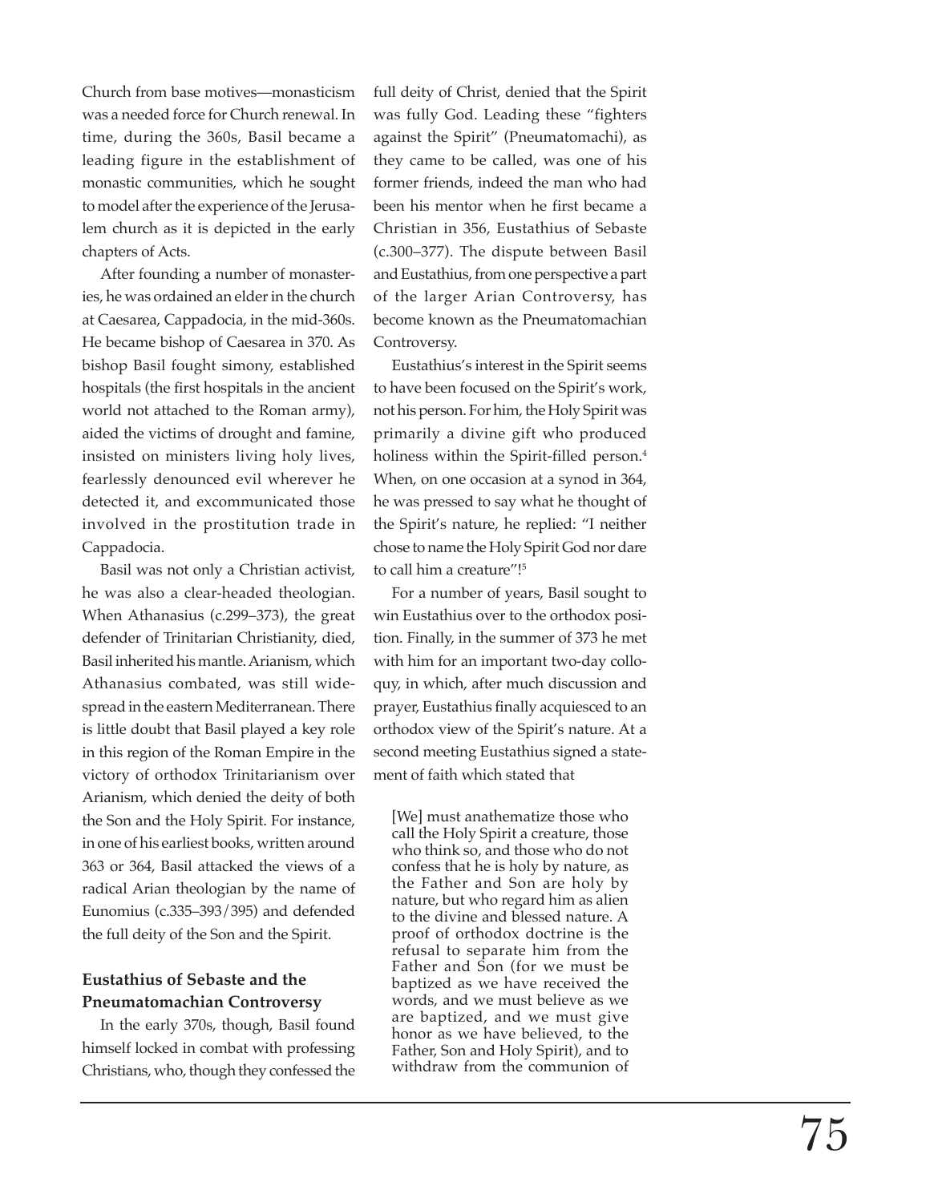Church from base motives—monasticism was a needed force for Church renewal. In time, during the 360s, Basil became a leading figure in the establishment of monastic communities, which he sought to model after the experience of the Jerusalem church as it is depicted in the early chapters of Acts.

After founding a number of monasteries, he was ordained an elder in the church at Caesarea, Cappadocia, in the mid-360s. He became bishop of Caesarea in 370. As bishop Basil fought simony, established hospitals (the first hospitals in the ancient world not attached to the Roman army), aided the victims of drought and famine, insisted on ministers living holy lives, fearlessly denounced evil wherever he detected it, and excommunicated those involved in the prostitution trade in Cappadocia.

Basil was not only a Christian activist, he was also a clear-headed theologian. When Athanasius (c.299–373), the great defender of Trinitarian Christianity, died, Basil inherited his mantle. Arianism, which Athanasius combated, was still widespread in the eastern Mediterranean. There is little doubt that Basil played a key role in this region of the Roman Empire in the victory of orthodox Trinitarianism over Arianism, which denied the deity of both the Son and the Holy Spirit. For instance, in one of his earliest books, written around 363 or 364, Basil attacked the views of a radical Arian theologian by the name of Eunomius (c.335–393/395) and defended the full deity of the Son and the Spirit.

### Eustathius of Sebaste and the Pneumatomachian Controversy

In the early 370s, though, Basil found himself locked in combat with professing Christians, who, though they confessed the full deity of Christ, denied that the Spirit was fully God. Leading these "fighters against the Spirit" (Pneumatomachi), as they came to be called, was one of his former friends, indeed the man who had been his mentor when he first became a Christian in 356, Eustathius of Sebaste (c.300–377). The dispute between Basil and Eustathius, from one perspective a part of the larger Arian Controversy, has become known as the Pneumatomachian Controversy.

Eustathius's interest in the Spirit seems to have been focused on the Spirit's work, not his person. For him, the Holy Spirit was primarily a divine gift who produced holiness within the Spirit-filled person.[4] When, on one occasion at a synod in 364, he was pressed to say what he thought of the Spirit's nature, he replied: "I neither chose to name the Holy Spirit God nor dare to call him a creature"![5]

For a number of years, Basil sought to win Eustathius over to the orthodox position. Finally, in the summer of 373 he met with him for an important two-day colloquy, in which, after much discussion and prayer, Eustathius finally acquiesced to an orthodox view of the Spirit's nature. At a second meeting Eustathius signed a statement of faith which stated that

> [We] must anathematize those who call the Holy Spirit a creature, those who think so, and those who do not confess that he is holy by nature, as the Father and Son are holy by nature, but who regard him as alien to the divine and blessed nature. A proof of orthodox doctrine is the refusal to separate him from the Father and Son (for we must be baptized as we have received the words, and we must believe as we are baptized, and we must give honor as we have believed, to the Father, Son and Holy Spirit), and to withdraw from the communion of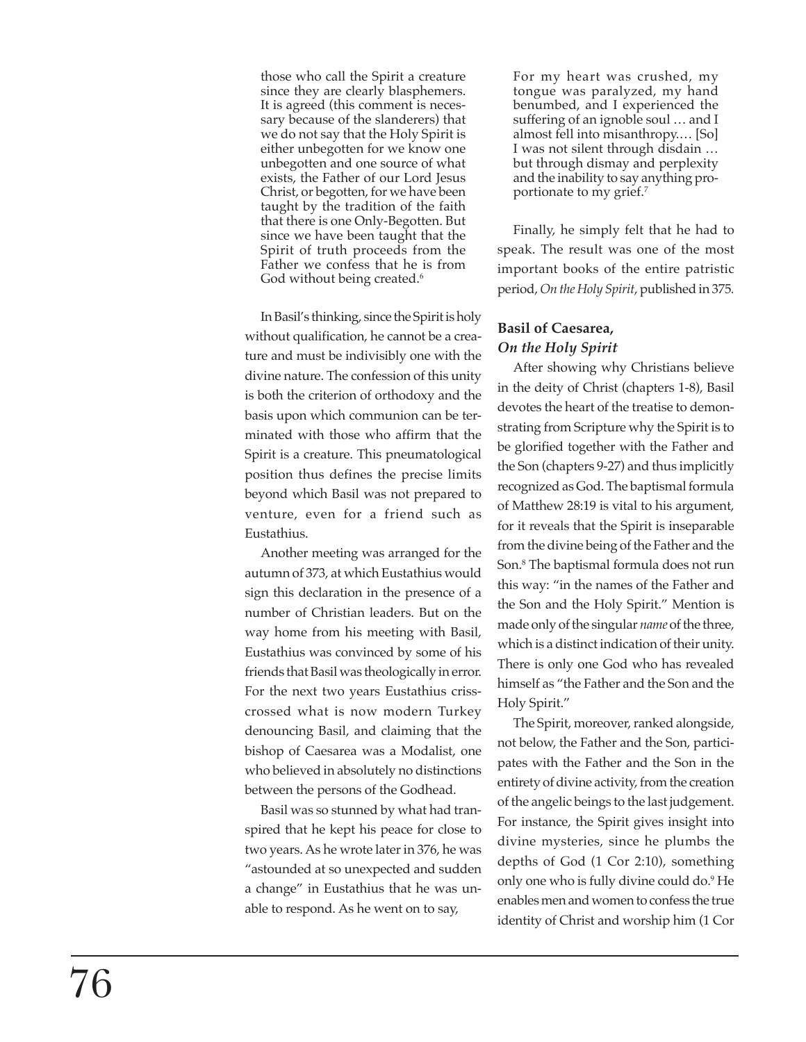> those who call the Spirit a creature since they are clearly blasphemers. It is agreed (this comment is necessary because of the slanderers) that we do not say that the Holy Spirit is either unbegotten for we know one unbegotten and one source of what exists, the Father of our Lord Jesus Christ, or begotten, for we have been taught by the tradition of the faith that there is one Only-Begotten. But since we have been taught that the Spirit of truth proceeds from the Father we confess that he is from God without being created.[6]

In Basil's thinking, since the Spirit is holy without qualification, he cannot be a creature and must be indivisibly one with the divine nature. The confession of this unity is both the criterion of orthodoxy and the basis upon which communion can be terminated with those who affirm that the Spirit is a creature. This pneumatological position thus defines the precise limits beyond which Basil was not prepared to venture, even for a friend such as Eustathius.

Another meeting was arranged for the autumn of 373, at which Eustathius would sign this declaration in the presence of a number of Christian leaders. But on the way home from his meeting with Basil, Eustathius was convinced by some of his friends that Basil was theologically in error. For the next two years Eustathius crisscrossed what is now modern Turkey denouncing Basil, and claiming that the bishop of Caesarea was a Modalist, one who believed in absolutely no distinctions between the persons of the Godhead.

Basil was so stunned by what had transpired that he kept his peace for close to two years. As he wrote later in 376, he was "astounded at so unexpected and sudden a change" in Eustathius that he was unable to respond. As he went on to say,

> For my heart was crushed, my tongue was paralyzed, my hand benumbed, and I experienced the suffering of an ignoble soul … and I almost fell into misanthropy.… [So] I was not silent through disdain … but through dismay and perplexity and the inability to say anything proportionate to my grief.[7]

Finally, he simply felt that he had to speak. The result was one of the most important books of the entire patristic period, *On the Holy Spirit*, published in 375.

### Basil of Caesarea, *On the Holy Spirit*

After showing why Christians believe in the deity of Christ (chapters 1-8), Basil devotes the heart of the treatise to demonstrating from Scripture why the Spirit is to be glorified together with the Father and the Son (chapters 9-27) and thus implicitly recognized as God. The baptismal formula of Matthew 28:19 is vital to his argument, for it reveals that the Spirit is inseparable from the divine being of the Father and the Son.[8] The baptismal formula does not run this way: "in the names of the Father and the Son and the Holy Spirit." Mention is made only of the singular *name* of the three, which is a distinct indication of their unity. There is only one God who has revealed himself as "the Father and the Son and the Holy Spirit."

The Spirit, moreover, ranked alongside, not below, the Father and the Son, participates with the Father and the Son in the entirety of divine activity, from the creation of the angelic beings to the last judgement. For instance, the Spirit gives insight into divine mysteries, since he plumbs the depths of God (1 Cor 2:10), something only one who is fully divine could do.[9] He enables men and women to confess the true identity of Christ and worship him (1 Cor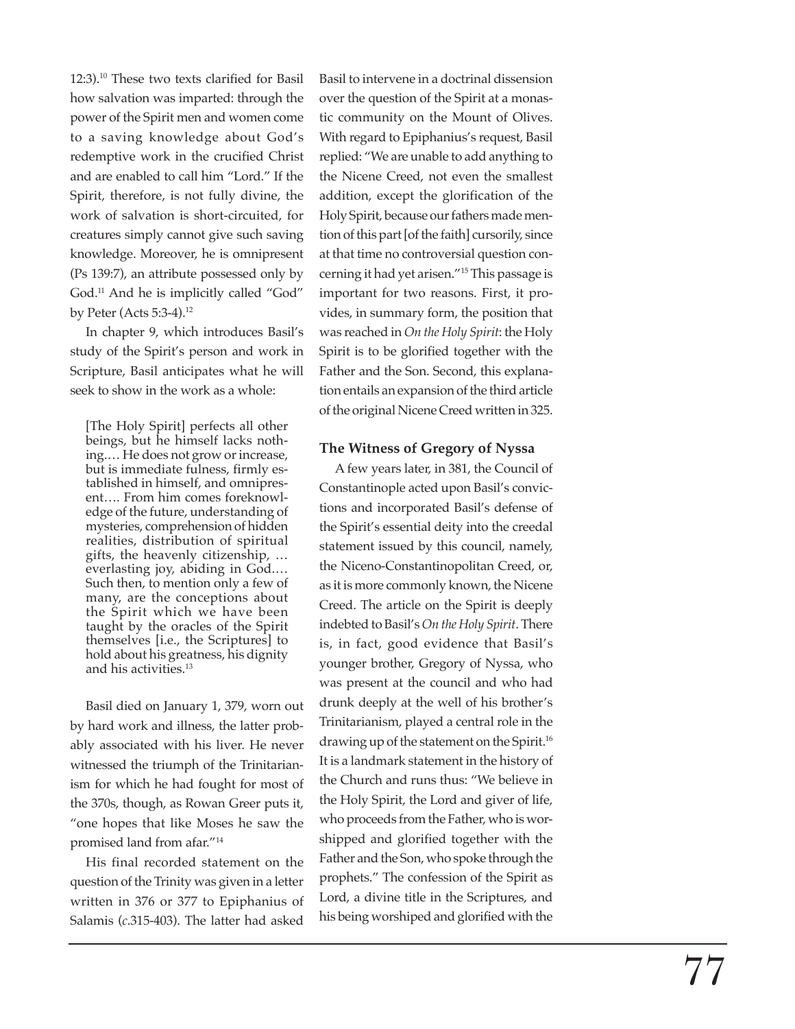12:3).[10] These two texts clarified for Basil how salvation was imparted: through the power of the Spirit men and women come to a saving knowledge about God's redemptive work in the crucified Christ and are enabled to call him "Lord." If the Spirit, therefore, is not fully divine, the work of salvation is short-circuited, for creatures simply cannot give such saving knowledge. Moreover, he is omnipresent (Ps 139:7), an attribute possessed only by God.[11] And he is implicitly called "God" by Peter (Acts 5:3-4).[12]

In chapter 9, which introduces Basil's study of the Spirit's person and work in Scripture, Basil anticipates what he will seek to show in the work as a whole:

> [The Holy Spirit] perfects all other beings, but he himself lacks nothing.… He does not grow or increase, but is immediate fulness, firmly established in himself, and omnipresent…. From him comes foreknowledge of the future, understanding of mysteries, comprehension of hidden realities, distribution of spiritual gifts, the heavenly citizenship, … everlasting joy, abiding in God.… Such then, to mention only a few of many, are the conceptions about the Spirit which we have been taught by the oracles of the Spirit themselves [i.e., the Scriptures] to hold about his greatness, his dignity and his activities.[13]

Basil died on January 1, 379, worn out by hard work and illness, the latter probably associated with his liver. He never witnessed the triumph of the Trinitarianism for which he had fought for most of the 370s, though, as Rowan Greer puts it, "one hopes that like Moses he saw the promised land from afar."[14]

His final recorded statement on the question of the Trinity was given in a letter written in 376 or 377 to Epiphanius of Salamis (*c.*315-403). The latter had asked Basil to intervene in a doctrinal dissension over the question of the Spirit at a monastic community on the Mount of Olives. With regard to Epiphanius's request, Basil replied: "We are unable to add anything to the Nicene Creed, not even the smallest addition, except the glorification of the Holy Spirit, because our fathers made mention of this part [of the faith] cursorily, since at that time no controversial question concerning it had yet arisen."[15] This passage is important for two reasons. First, it provides, in summary form, the position that was reached in *On the Holy Spirit*: the Holy Spirit is to be glorified together with the Father and the Son. Second, this explanation entails an expansion of the third article of the original Nicene Creed written in 325.

### The Witness of Gregory of Nyssa

A few years later, in 381, the Council of Constantinople acted upon Basil's convictions and incorporated Basil's defense of the Spirit's essential deity into the creedal statement issued by this council, namely, the Niceno-Constantinopolitan Creed, or, as it is more commonly known, the Nicene Creed. The article on the Spirit is deeply indebted to Basil's *On the Holy Spirit*. There is, in fact, good evidence that Basil's younger brother, Gregory of Nyssa, who was present at the council and who had drunk deeply at the well of his brother's Trinitarianism, played a central role in the drawing up of the statement on the Spirit.[16] It is a landmark statement in the history of the Church and runs thus: "We believe in the Holy Spirit, the Lord and giver of life, who proceeds from the Father, who is worshipped and glorified together with the Father and the Son, who spoke through the prophets." The confession of the Spirit as Lord, a divine title in the Scriptures, and his being worshiped and glorified with the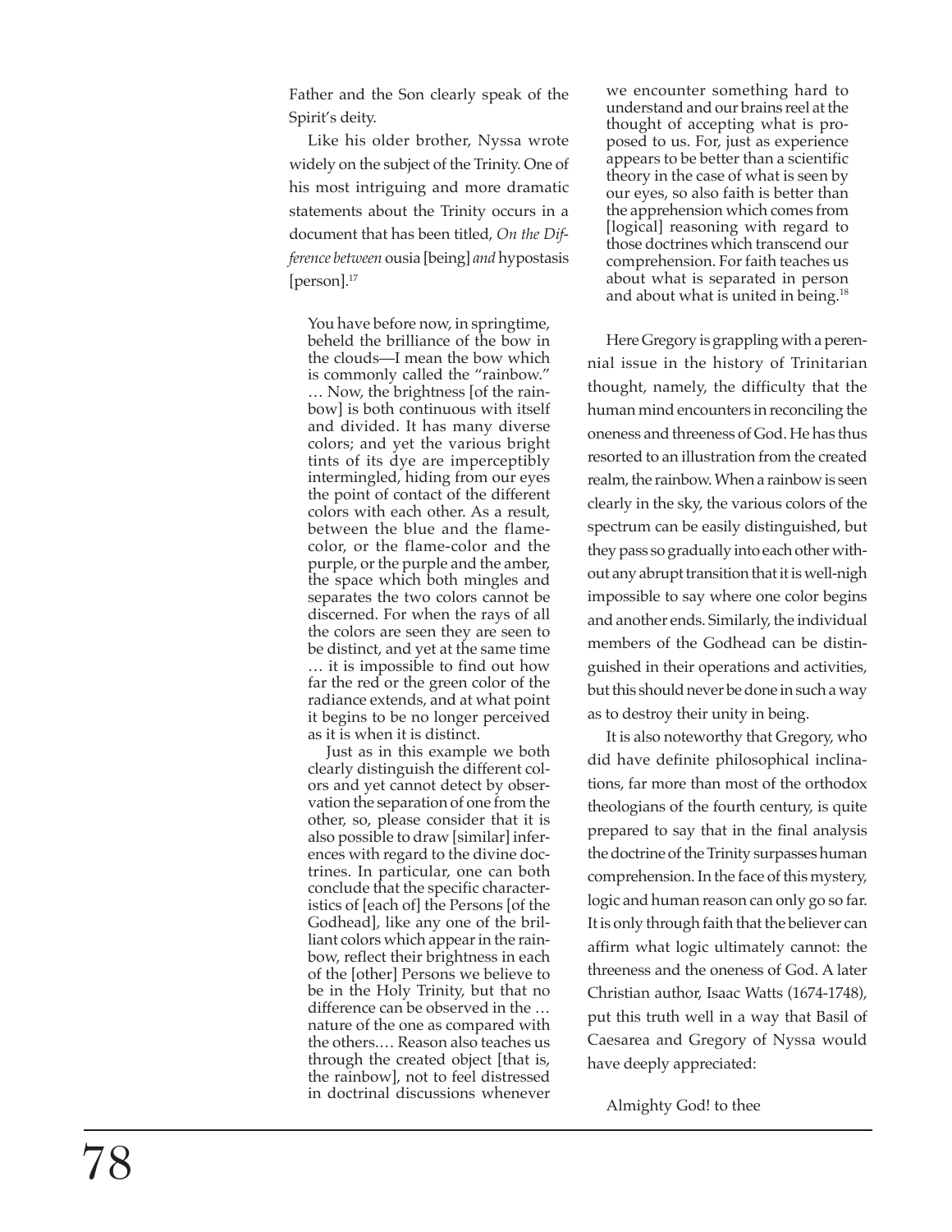Father and the Son clearly speak of the Spirit's deity.

Like his older brother, Nyssa wrote widely on the subject of the Trinity. One of his most intriguing and more dramatic statements about the Trinity occurs in a document that has been titled, *On the Difference between* ousia [being] *and* hypostasis [person].[17]

> You have before now, in springtime, beheld the brilliance of the bow in the clouds—I mean the bow which is commonly called the "rainbow." … Now, the brightness [of the rainbow] is both continuous with itself and divided. It has many diverse colors; and yet the various bright tints of its dye are imperceptibly intermingled, hiding from our eyes the point of contact of the different colors with each other. As a result, between the blue and the flame-color, or the flame-color and the purple, or the purple and the amber, the space which both mingles and separates the two colors cannot be discerned. For when the rays of all the colors are seen they are seen to be distinct, and yet at the same time … it is impossible to find out how far the red or the green color of the radiance extends, and at what point it begins to be no longer perceived as it is when it is distinct.
>
> Just as in this example we both clearly distinguish the different colors and yet cannot detect by observation the separation of one from the other, so, please consider that it is also possible to draw [similar] inferences with regard to the divine doctrines. In particular, one can both conclude that the specific characteristics of [each of] the Persons [of the Godhead], like any one of the brilliant colors which appear in the rainbow, reflect their brightness in each of the [other] Persons we believe to be in the Holy Trinity, but that no difference can be observed in the … nature of the one as compared with the others.… Reason also teaches us through the created object [that is, the rainbow], not to feel distressed in doctrinal discussions whenever we encounter something hard to understand and our brains reel at the thought of accepting what is proposed to us. For, just as experience appears to be better than a scientific theory in the case of what is seen by our eyes, so also faith is better than the apprehension which comes from [logical] reasoning with regard to those doctrines which transcend our comprehension. For faith teaches us about what is separated in person and about what is united in being.[18]

Here Gregory is grappling with a perennial issue in the history of Trinitarian thought, namely, the difficulty that the human mind encounters in reconciling the oneness and threeness of God. He has thus resorted to an illustration from the created realm, the rainbow. When a rainbow is seen clearly in the sky, the various colors of the spectrum can be easily distinguished, but they pass so gradually into each other without any abrupt transition that it is well-nigh impossible to say where one color begins and another ends. Similarly, the individual members of the Godhead can be distinguished in their operations and activities, but this should never be done in such a way as to destroy their unity in being.

It is also noteworthy that Gregory, who did have definite philosophical inclinations, far more than most of the orthodox theologians of the fourth century, is quite prepared to say that in the final analysis the doctrine of the Trinity surpasses human comprehension. In the face of this mystery, logic and human reason can only go so far. It is only through faith that the believer can affirm what logic ultimately cannot: the threeness and the oneness of God. A later Christian author, Isaac Watts (1674-1748), put this truth well in a way that Basil of Caesarea and Gregory of Nyssa would have deeply appreciated:

> Almighty God! to thee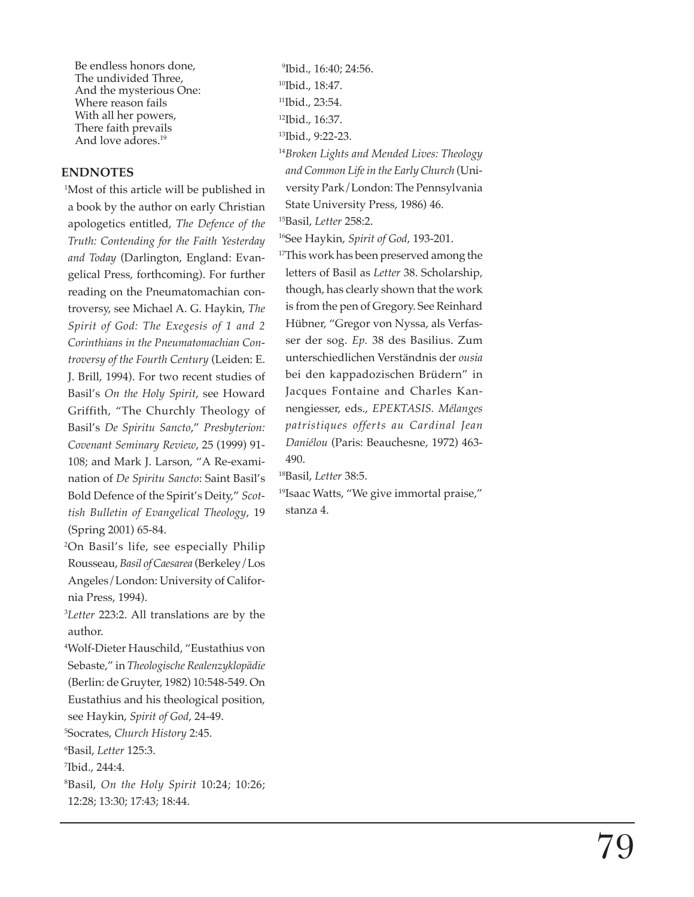Be endless honors done,  
The undivided Three,  
And the mysterious One:  
Where reason fails  
With all her powers,  
There faith prevails  
And love adores.[19]

## ENDNOTES

[1]Most of this article will be published in a book by the author on early Christian apologetics entitled, *The Defence of the Truth: Contending for the Faith Yesterday and Today* (Darlington, England: Evangelical Press, forthcoming). For further reading on the Pneumatomachian controversy, see Michael A. G. Haykin, *The Spirit of God: The Exegesis of 1 and 2 Corinthians in the Pneumatomachian Controversy of the Fourth Century* (Leiden: E. J. Brill, 1994). For two recent studies of Basil's *On the Holy Spirit*, see Howard Griffith, "The Churchly Theology of Basil's *De Spiritu Sancto*," *Presbyterion: Covenant Seminary Review*, 25 (1999) 91-108; and Mark J. Larson, "A Re-examination of *De Spiritu Sancto*: Saint Basil's Bold Defence of the Spirit's Deity," *Scottish Bulletin of Evangelical Theology*, 19 (Spring 2001) 65-84.

[2]On Basil's life, see especially Philip Rousseau, *Basil of Caesarea* (Berkeley/Los Angeles/London: University of California Press, 1994).

[3]*Letter* 223:2. All translations are by the author.

[4]Wolf-Dieter Hauschild, "Eustathius von Sebaste," in *Theologische Realenzyklopädie* (Berlin: de Gruyter, 1982) 10:548-549. On Eustathius and his theological position, see Haykin, *Spirit of God*, 24-49.

[5]Socrates, *Church History* 2:45.

[6]Basil, *Letter* 125:3.

[7]Ibid., 244:4.

[8]Basil, *On the Holy Spirit* 10:24; 10:26; 12:28; 13:30; 17:43; 18:44.

[9]Ibid., 16:40; 24:56.

[10]Ibid., 18:47.

[11]Ibid., 23:54.

[12]Ibid., 16:37.

[13]Ibid., 9:22-23.

[14]*Broken Lights and Mended Lives: Theology and Common Life in the Early Church* (University Park/London: The Pennsylvania State University Press, 1986) 46.

[15]Basil, *Letter* 258:2.

[16]See Haykin, *Spirit of God*, 193-201.

[17]This work has been preserved among the letters of Basil as *Letter* 38. Scholarship, though, has clearly shown that the work is from the pen of Gregory. See Reinhard Hübner, "Gregor von Nyssa, als Verfasser der sog. *Ep.* 38 des Basilius. Zum unterschiedlichen Verständnis der *ousia* bei den kappadozischen Brüdern" in Jacques Fontaine and Charles Kannengiesser, eds., *EPEKTASIS. Mélanges patristiques offerts au Cardinal Jean Daniélou* (Paris: Beauchesne, 1972) 463-490.

[18]Basil, *Letter* 38:5.

[19]Isaac Watts, "We give immortal praise," stanza 4.